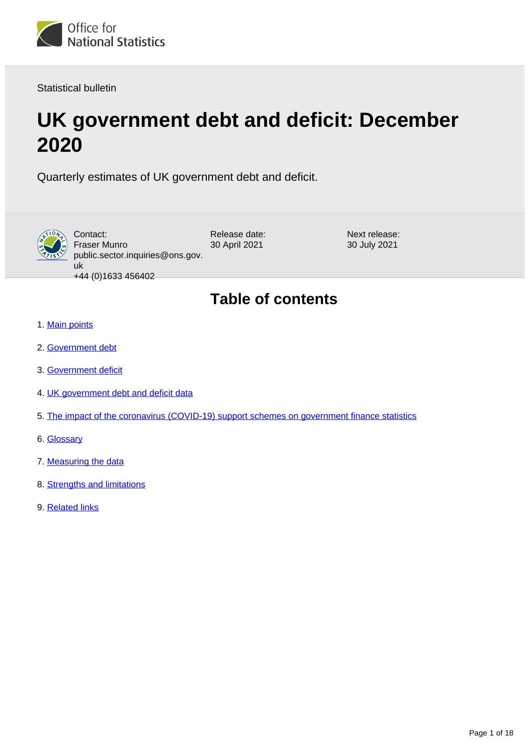Statistical bulletin

# UK government debt and deficit: December 2020

Quarterly estimates of UK government debt and deficit.

Contact:
Fraser Munro
public.sector.inquiries@ons.gov.uk
+44 (0)1633 456402

Release date:
30 April 2021

Next release:
30 July 2021

## Table of contents

1. Main points
2. Government debt
3. Government deficit
4. UK government debt and deficit data
5. The impact of the coronavirus (COVID-19) support schemes on government finance statistics
6. Glossary
7. Measuring the data
8. Strengths and limitations
9. Related links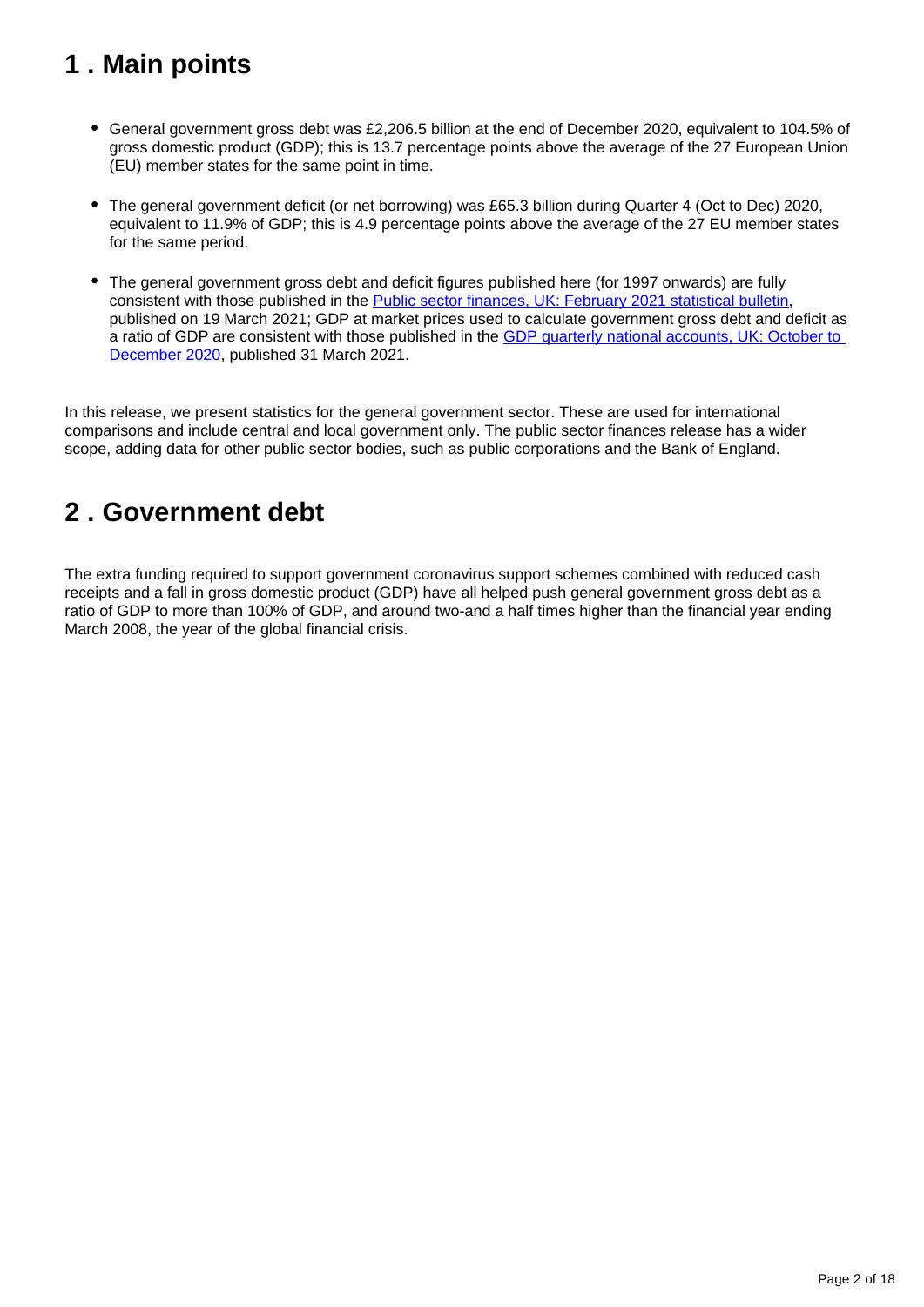## 1 . Main points

- General government gross debt was £2,206.5 billion at the end of December 2020, equivalent to 104.5% of gross domestic product (GDP); this is 13.7 percentage points above the average of the 27 European Union (EU) member states for the same point in time.
- The general government deficit (or net borrowing) was £65.3 billion during Quarter 4 (Oct to Dec) 2020, equivalent to 11.9% of GDP; this is 4.9 percentage points above the average of the 27 EU member states for the same period.
- The general government gross debt and deficit figures published here (for 1997 onwards) are fully consistent with those published in the Public sector finances, UK: February 2021 statistical bulletin, published on 19 March 2021; GDP at market prices used to calculate government gross debt and deficit as a ratio of GDP are consistent with those published in the GDP quarterly national accounts, UK: October to December 2020, published 31 March 2021.

In this release, we present statistics for the general government sector. These are used for international comparisons and include central and local government only. The public sector finances release has a wider scope, adding data for other public sector bodies, such as public corporations and the Bank of England.

## 2 . Government debt

The extra funding required to support government coronavirus support schemes combined with reduced cash receipts and a fall in gross domestic product (GDP) have all helped push general government gross debt as a ratio of GDP to more than 100% of GDP, and around two-and a half times higher than the financial year ending March 2008, the year of the global financial crisis.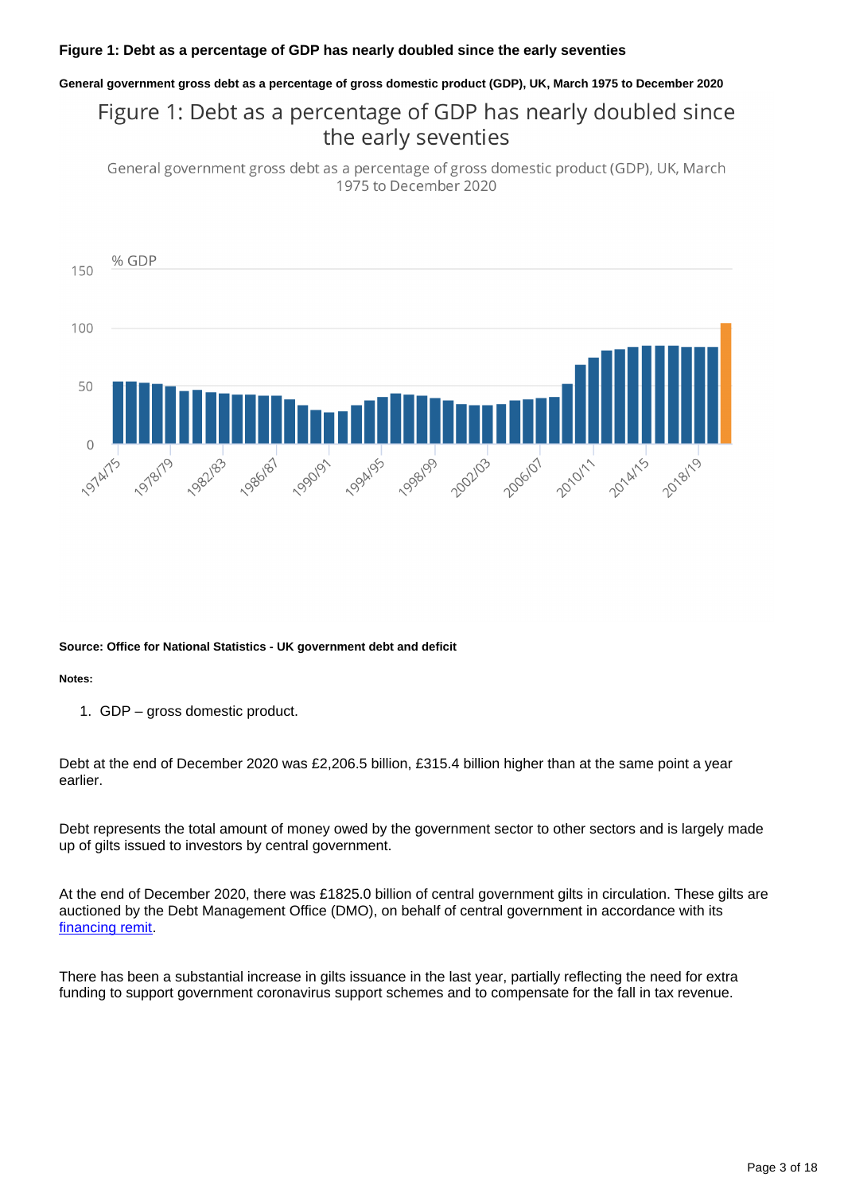**Figure 1: Debt as a percentage of GDP has nearly doubled since the early seventies**

**General government gross debt as a percentage of gross domestic product (GDP), UK, March 1975 to December 2020**

Figure 1: Debt as a percentage of GDP has nearly doubled since the early seventies

General government gross debt as a percentage of gross domestic product (GDP), UK, March 1975 to December 2020

% GDP

150

100

50

0

1974/75

1978/79

1982/83

1986/87

1990/91

1994/95

1998/99

2002/03

2006/07

2010/11

2014/15

2018/19

**Source: Office for National Statistics - UK government debt and deficit**

**Notes:**

1. GDP – gross domestic product.

Debt at the end of December 2020 was £2,206.5 billion, £315.4 billion higher than at the same point a year earlier.

Debt represents the total amount of money owed by the government sector to other sectors and is largely made up of gilts issued to investors by central government.

At the end of December 2020, there was £1825.0 billion of central government gilts in circulation. These gilts are auctioned by the Debt Management Office (DMO), on behalf of central government in accordance with its financing remit.

There has been a substantial increase in gilts issuance in the last year, partially reflecting the need for extra funding to support government coronavirus support schemes and to compensate for the fall in tax revenue.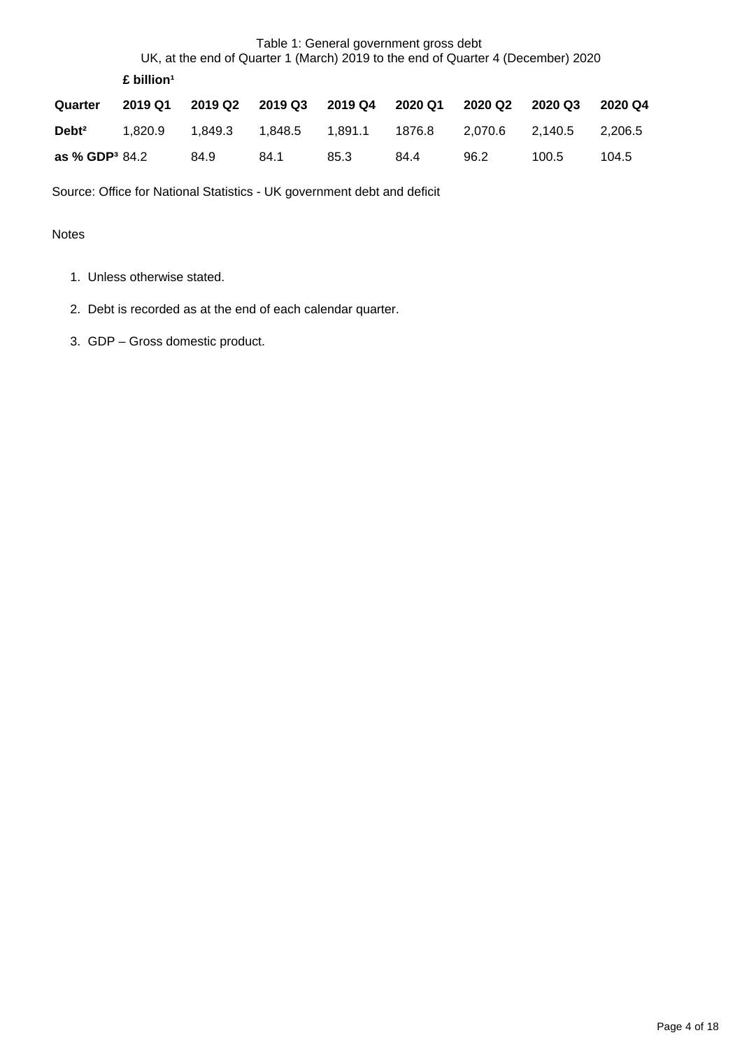Table 1: General government gross debt

UK, at the end of Quarter 1 (March) 2019 to the end of Quarter 4 (December) 2020

| | £ billion[1] | | | | | | | |
|---|---|---|---|---|---|---|---|---|
| **Quarter** | **2019 Q1** | **2019 Q2** | **2019 Q3** | **2019 Q4** | **2020 Q1** | **2020 Q2** | **2020 Q3** | **2020 Q4** |
| **Debt[2]** | 1,820.9 | 1,849.3 | 1,848.5 | 1,891.1 | 1876.8 | 2,070.6 | 2,140.5 | 2,206.5 |
| **as % GDP[3]** | 84.2 | 84.9 | 84.1 | 85.3 | 84.4 | 96.2 | 100.5 | 104.5 |

Source: Office for National Statistics - UK government debt and deficit

Notes

1. Unless otherwise stated.
2. Debt is recorded as at the end of each calendar quarter.
3. GDP – Gross domestic product.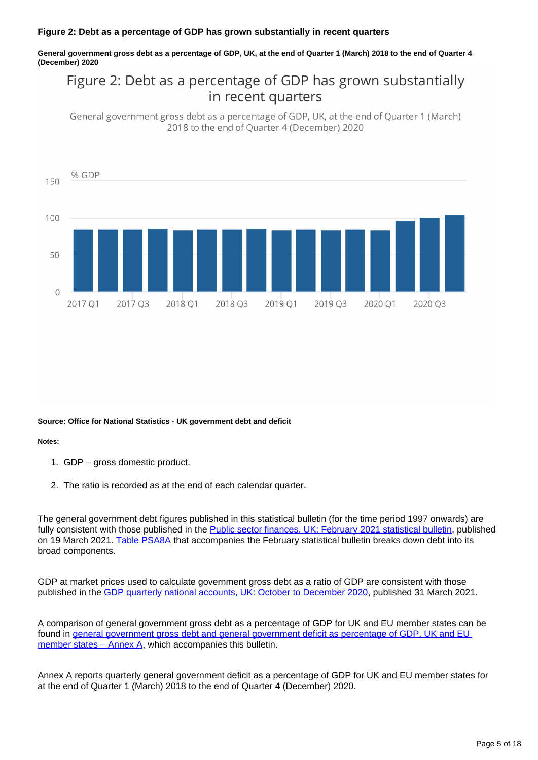**Figure 2: Debt as a percentage of GDP has grown substantially in recent quarters**

**General government gross debt as a percentage of GDP, UK, at the end of Quarter 1 (March) 2018 to the end of Quarter 4 (December) 2020**

Figure 2: Debt as a percentage of GDP has grown substantially in recent quarters

General government gross debt as a percentage of GDP, UK, at the end of Quarter 1 (March) 2018 to the end of Quarter 4 (December) 2020

% GDP

150

100

50

0

2017 Q1 2017 Q3 2018 Q1 2018 Q3 2019 Q1 2019 Q3 2020 Q1 2020 Q3

**Source: Office for National Statistics - UK government debt and deficit**

**Notes:**

1. GDP – gross domestic product.
2. The ratio is recorded as at the end of each calendar quarter.

The general government debt figures published in this statistical bulletin (for the time period 1997 onwards) are fully consistent with those published in the Public sector finances, UK: February 2021 statistical bulletin, published on 19 March 2021. Table PSA8A that accompanies the February statistical bulletin breaks down debt into its broad components.

GDP at market prices used to calculate government gross debt as a ratio of GDP are consistent with those published in the GDP quarterly national accounts, UK: October to December 2020, published 31 March 2021.

A comparison of general government gross debt as a percentage of GDP for UK and EU member states can be found in general government gross debt and general government deficit as percentage of GDP, UK and EU member states – Annex A, which accompanies this bulletin.

Annex A reports quarterly general government deficit as a percentage of GDP for UK and EU member states for at the end of Quarter 1 (March) 2018 to the end of Quarter 4 (December) 2020.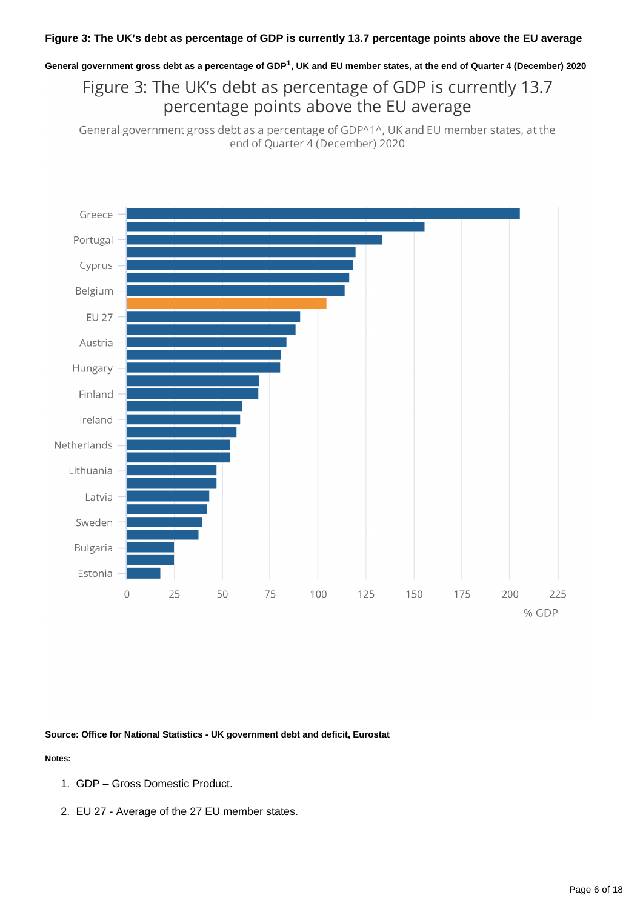**Figure 3: The UK's debt as percentage of GDP is currently 13.7 percentage points above the EU average**

**General government gross debt as a percentage of GDP[1], UK and EU member states, at the end of Quarter 4 (December) 2020**

Figure 3: The UK's debt as percentage of GDP is currently 13.7 percentage points above the EU average

General government gross debt as a percentage of GDP^1^, UK and EU member states, at the end of Quarter 4 (December) 2020

Greece
Portugal
Cyprus
Belgium
EU 27
Austria
Hungary
Finland
Ireland
Netherlands
Lithuania
Latvia
Sweden
Bulgaria
Estonia

0 25 50 75 100 125 150 175 200 225

% GDP

**Source: Office for National Statistics - UK government debt and deficit, Eurostat**

**Notes:**

1. GDP – Gross Domestic Product.

2. EU 27 - Average of the 27 EU member states.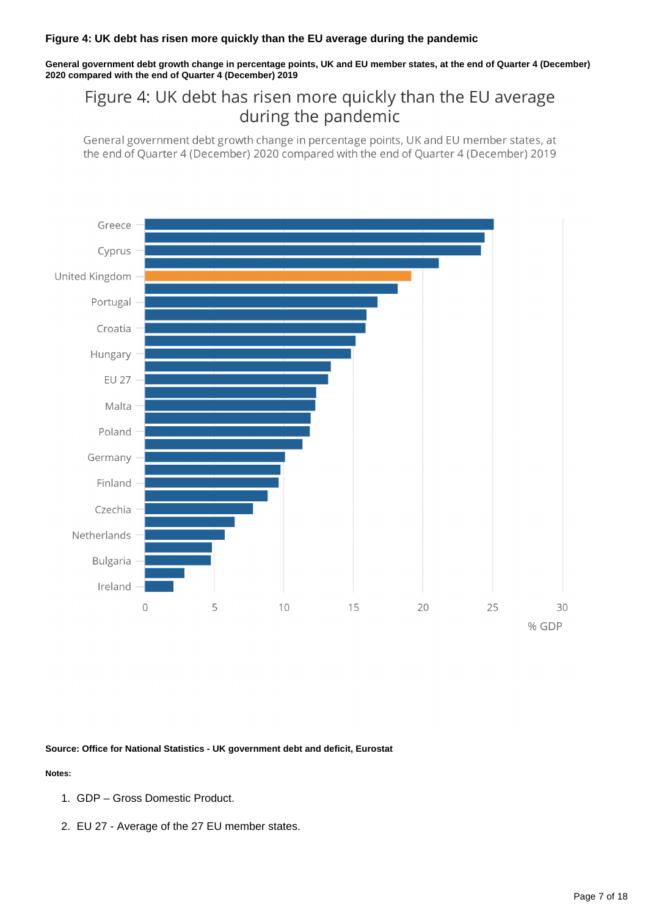### Figure 4: UK debt has risen more quickly than the EU average during the pandemic

**General government debt growth change in percentage points, UK and EU member states, at the end of Quarter 4 (December) 2020 compared with the end of Quarter 4 (December) 2019**

Figure 4: UK debt has risen more quickly than the EU average during the pandemic

General government debt growth change in percentage points, UK and EU member states, at the end of Quarter 4 (December) 2020 compared with the end of Quarter 4 (December) 2019

Greece
Cyprus
United Kingdom
Portugal
Croatia
Hungary
EU 27
Malta
Poland
Germany
Finland
Czechia
Netherlands
Bulgaria
Ireland

0
5
10
15
20
25
30

% GDP

**Source: Office for National Statistics - UK government debt and deficit, Eurostat**

**Notes:**

1. GDP – Gross Domestic Product.
2. EU 27 - Average of the 27 EU member states.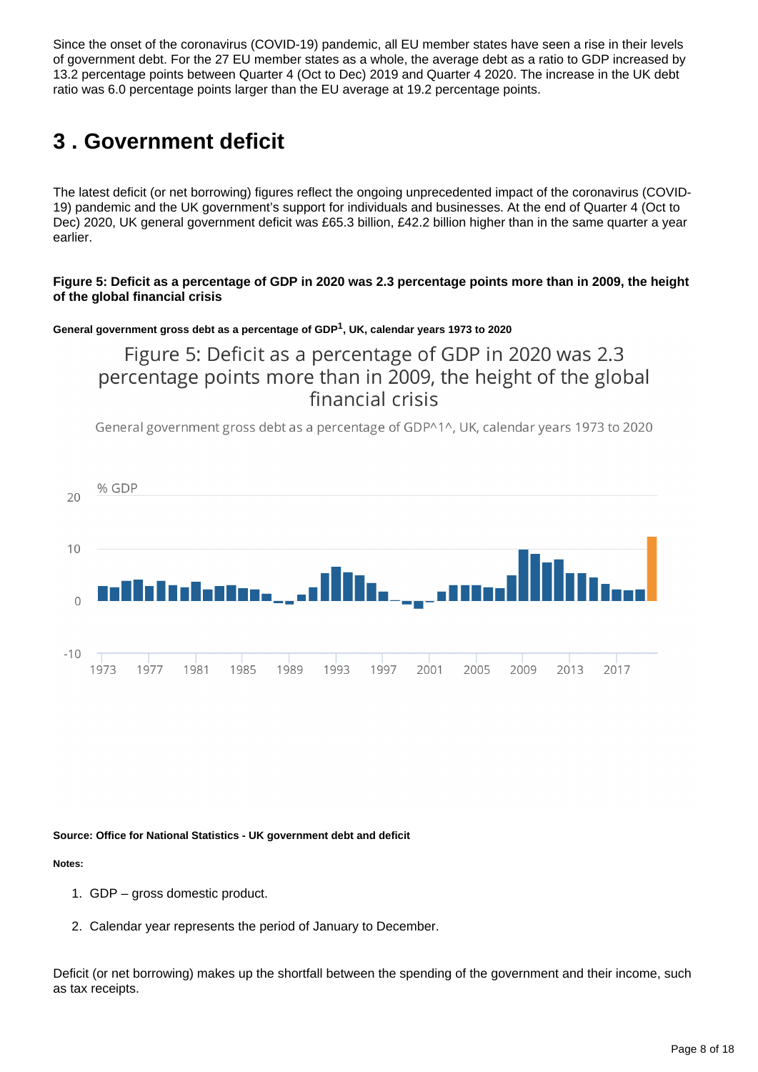Since the onset of the coronavirus (COVID-19) pandemic, all EU member states have seen a rise in their levels of government debt. For the 27 EU member states as a whole, the average debt as a ratio to GDP increased by 13.2 percentage points between Quarter 4 (Oct to Dec) 2019 and Quarter 4 2020. The increase in the UK debt ratio was 6.0 percentage points larger than the EU average at 19.2 percentage points.

## 3 . Government deficit

The latest deficit (or net borrowing) figures reflect the ongoing unprecedented impact of the coronavirus (COVID-19) pandemic and the UK government's support for individuals and businesses. At the end of Quarter 4 (Oct to Dec) 2020, UK general government deficit was £65.3 billion, £42.2 billion higher than in the same quarter a year earlier.

**Figure 5: Deficit as a percentage of GDP in 2020 was 2.3 percentage points more than in 2009, the height of the global financial crisis**

**General government gross debt as a percentage of GDP[1], UK, calendar years 1973 to 2020**

Figure 5: Deficit as a percentage of GDP in 2020 was 2.3 percentage points more than in 2009, the height of the global financial crisis

General government gross debt as a percentage of GDP^1^, UK, calendar years 1973 to 2020

% GDP

20
10
0
-10

1973 1977 1981 1985 1989 1993 1997 2001 2005 2009 2013 2017

**Source: Office for National Statistics - UK government debt and deficit**

**Notes:**

1. GDP – gross domestic product.
2. Calendar year represents the period of January to December.

Deficit (or net borrowing) makes up the shortfall between the spending of the government and their income, such as tax receipts.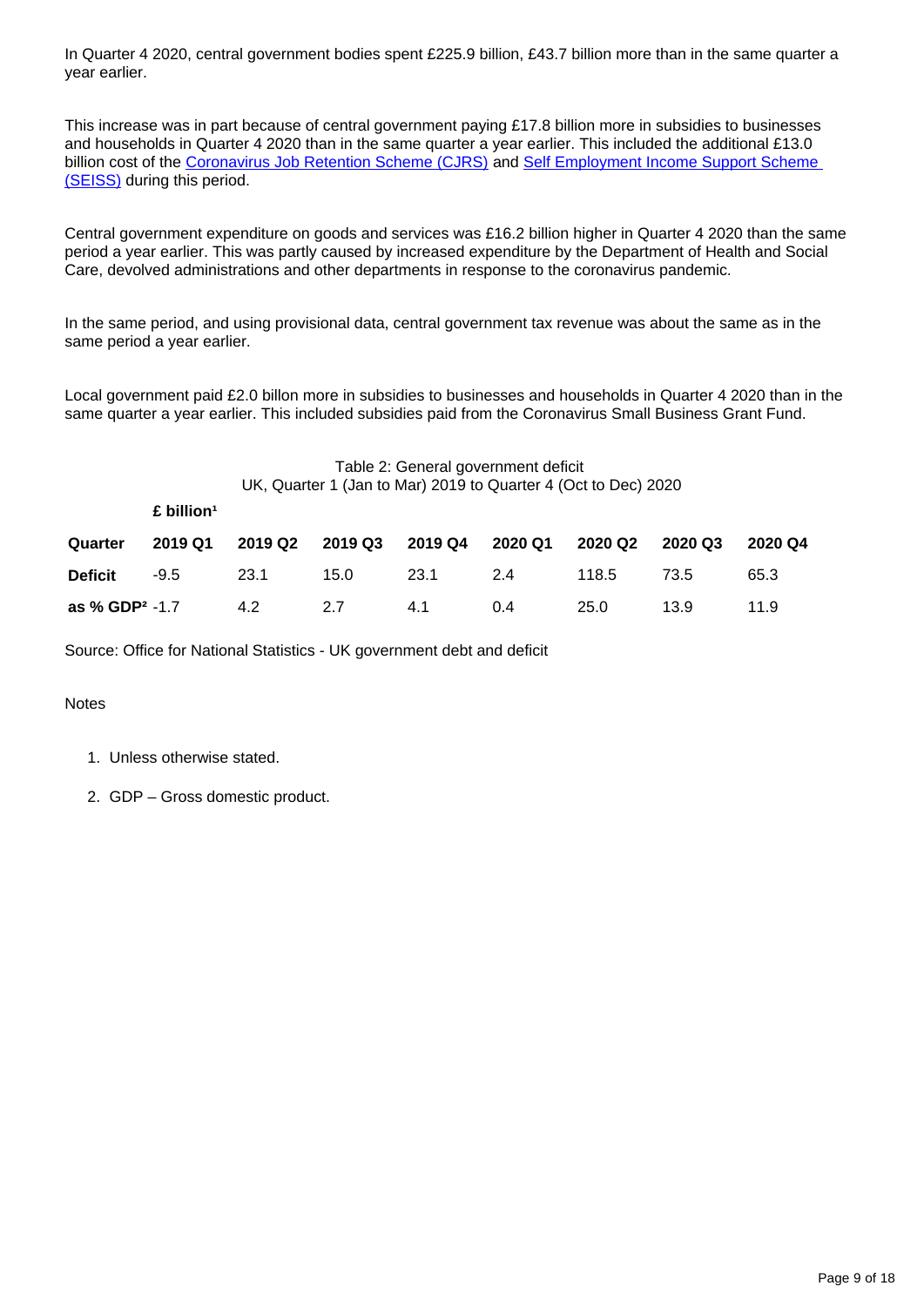In Quarter 4 2020, central government bodies spent £225.9 billion, £43.7 billion more than in the same quarter a year earlier.

This increase was in part because of central government paying £17.8 billion more in subsidies to businesses and households in Quarter 4 2020 than in the same quarter a year earlier. This included the additional £13.0 billion cost of the Coronavirus Job Retention Scheme (CJRS) and Self Employment Income Support Scheme (SEISS) during this period.

Central government expenditure on goods and services was £16.2 billion higher in Quarter 4 2020 than the same period a year earlier. This was partly caused by increased expenditure by the Department of Health and Social Care, devolved administrations and other departments in response to the coronavirus pandemic.

In the same period, and using provisional data, central government tax revenue was about the same as in the same period a year earlier.

Local government paid £2.0 billon more in subsidies to businesses and households in Quarter 4 2020 than in the same quarter a year earlier. This included subsidies paid from the Coronavirus Small Business Grant Fund.

Table 2: General government deficit
UK, Quarter 1 (Jan to Mar) 2019 to Quarter 4 (Oct to Dec) 2020

£ billion[1]

| Quarter | 2019 Q1 | 2019 Q2 | 2019 Q3 | 2019 Q4 | 2020 Q1 | 2020 Q2 | 2020 Q3 | 2020 Q4 |
|---|---|---|---|---|---|---|---|---|
| Deficit | -9.5 | 23.1 | 15.0 | 23.1 | 2.4 | 118.5 | 73.5 | 65.3 |
| as % GDP[2] | -1.7 | 4.2 | 2.7 | 4.1 | 0.4 | 25.0 | 13.9 | 11.9 |

Source: Office for National Statistics - UK government debt and deficit

Notes

1. Unless otherwise stated.
2. GDP – Gross domestic product.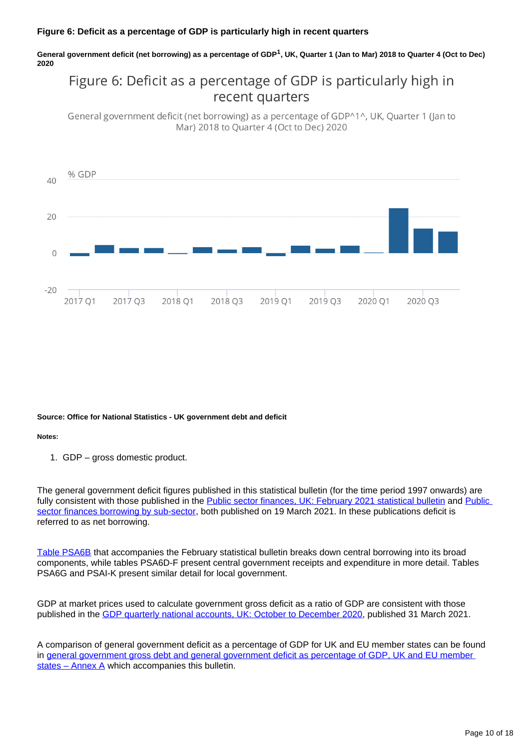**Figure 6: Deficit as a percentage of GDP is particularly high in recent quarters**

**General government deficit (net borrowing) as a percentage of GDP[1], UK, Quarter 1 (Jan to Mar) 2018 to Quarter 4 (Oct to Dec) 2020**

Figure 6: Deficit as a percentage of GDP is particularly high in recent quarters

General government deficit (net borrowing) as a percentage of GDP^1^, UK, Quarter 1 (Jan to Mar) 2018 to Quarter 4 (Oct to Dec) 2020

% GDP

40

20

0

-20

2017 Q1
2017 Q3
2018 Q1
2018 Q3
2019 Q1
2019 Q3
2020 Q1
2020 Q3

**Source: Office for National Statistics - UK government debt and deficit**

**Notes:**

1. GDP – gross domestic product.

The general government deficit figures published in this statistical bulletin (for the time period 1997 onwards) are fully consistent with those published in the Public sector finances, UK: February 2021 statistical bulletin and Public sector finances borrowing by sub-sector, both published on 19 March 2021. In these publications deficit is referred to as net borrowing.

Table PSA6B that accompanies the February statistical bulletin breaks down central borrowing into its broad components, while tables PSA6D-F present central government receipts and expenditure in more detail. Tables PSA6G and PSAI-K present similar detail for local government.

GDP at market prices used to calculate government gross deficit as a ratio of GDP are consistent with those published in the GDP quarterly national accounts, UK: October to December 2020, published 31 March 2021.

A comparison of general government deficit as a percentage of GDP for UK and EU member states can be found in general government gross debt and general government deficit as percentage of GDP, UK and EU member states – Annex A which accompanies this bulletin.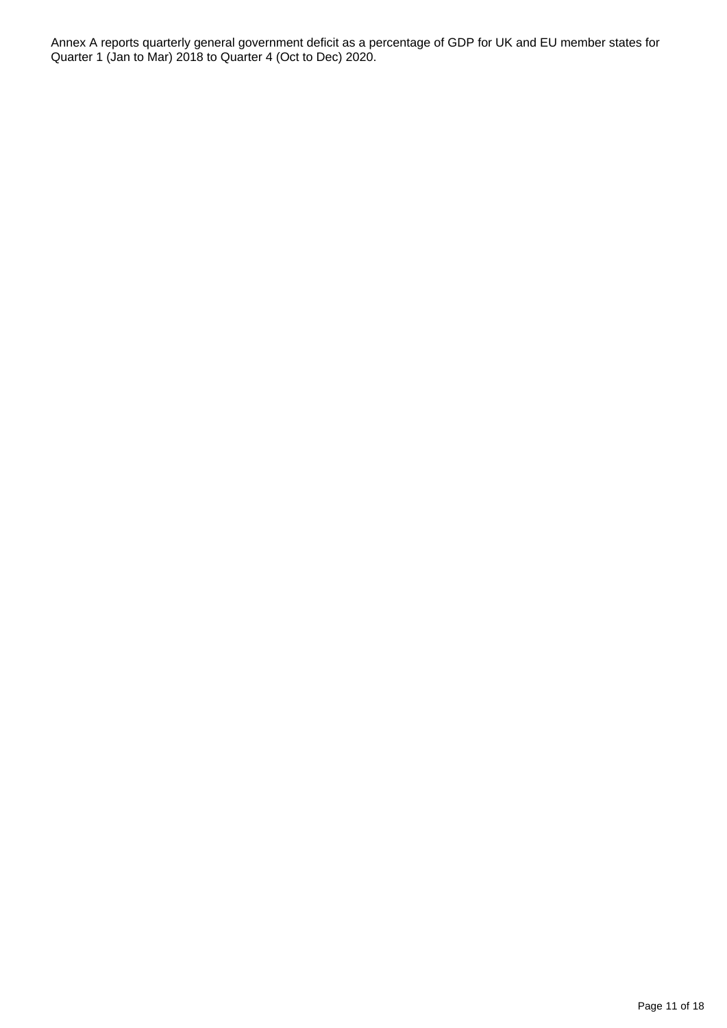Annex A reports quarterly general government deficit as a percentage of GDP for UK and EU member states for Quarter 1 (Jan to Mar) 2018 to Quarter 4 (Oct to Dec) 2020.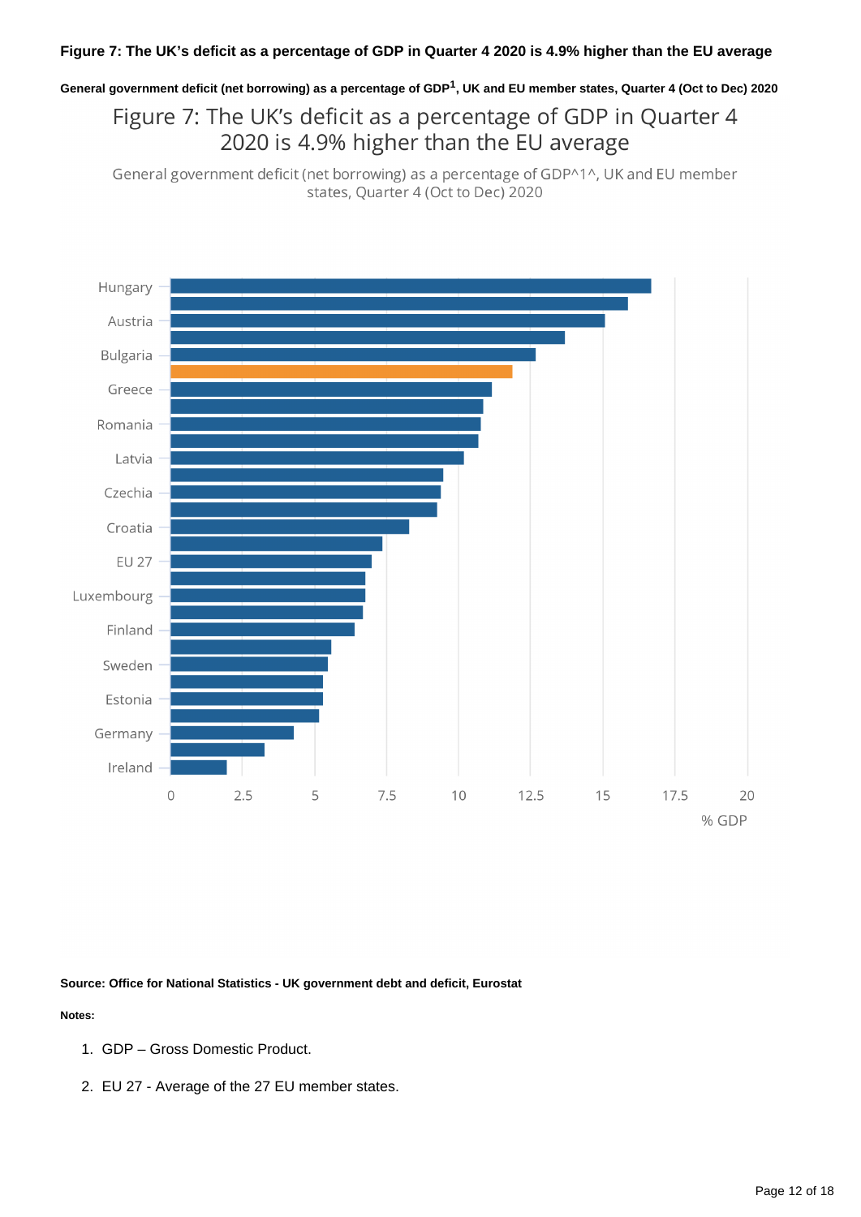**Figure 7: The UK's deficit as a percentage of GDP in Quarter 4 2020 is 4.9% higher than the EU average**

**General government deficit (net borrowing) as a percentage of GDP[1], UK and EU member states, Quarter 4 (Oct to Dec) 2020**

Figure 7: The UK's deficit as a percentage of GDP in Quarter 4 2020 is 4.9% higher than the EU average

General government deficit (net borrowing) as a percentage of GDP^1^, UK and EU member states, Quarter 4 (Oct to Dec) 2020

Hungary
Austria
Bulgaria
Greece
Romania
Latvia
Czechia
Croatia
EU 27
Luxembourg
Finland
Sweden
Estonia
Germany
Ireland

0
2.5
5
7.5
10
12.5
15
17.5
20
% GDP

**Source: Office for National Statistics - UK government debt and deficit, Eurostat**

**Notes:**

1. GDP – Gross Domestic Product.
2. EU 27 - Average of the 27 EU member states.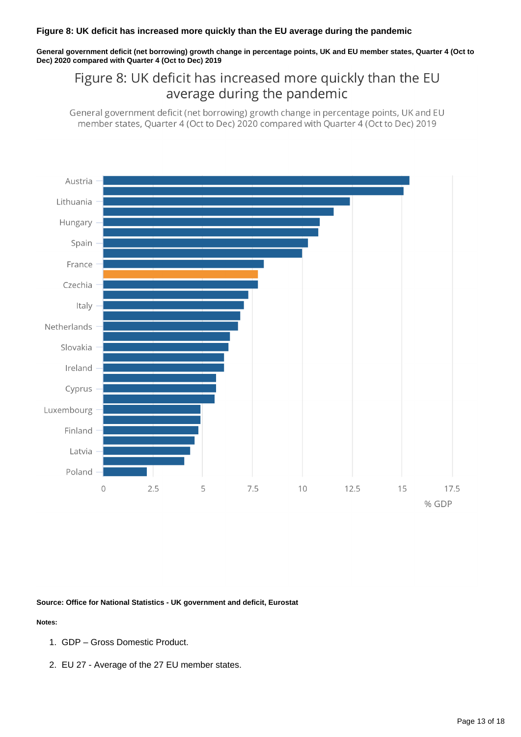### Figure 8: UK deficit has increased more quickly than the EU average during the pandemic

**General government deficit (net borrowing) growth change in percentage points, UK and EU member states, Quarter 4 (Oct to Dec) 2020 compared with Quarter 4 (Oct to Dec) 2019**

Figure 8: UK deficit has increased more quickly than the EU average during the pandemic

General government deficit (net borrowing) growth change in percentage points, UK and EU member states, Quarter 4 (Oct to Dec) 2020 compared with Quarter 4 (Oct to Dec) 2019

Austria
Lithuania
Hungary
Spain
France
Czechia
Italy
Netherlands
Slovakia
Ireland
Cyprus
Luxembourg
Finland
Latvia
Poland

0
2.5
5
7.5
10
12.5
15
17.5

% GDP

**Source: Office for National Statistics - UK government and deficit, Eurostat**

**Notes:**

1. GDP – Gross Domestic Product.
2. EU 27 - Average of the 27 EU member states.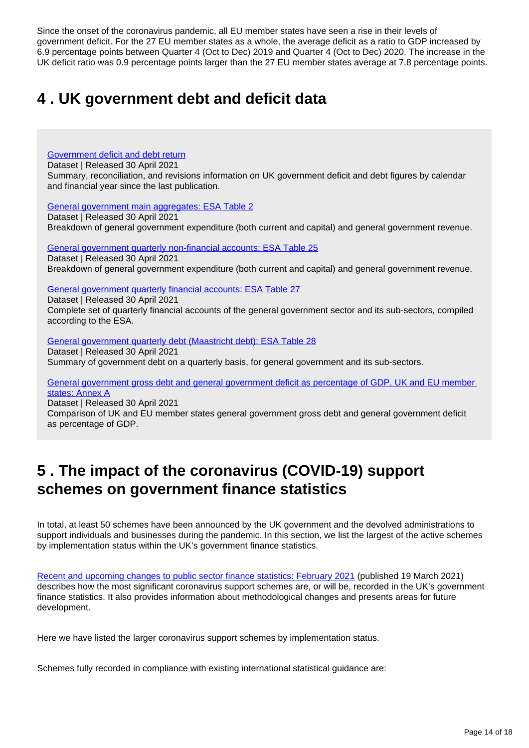Since the onset of the coronavirus pandemic, all EU member states have seen a rise in their levels of government deficit. For the 27 EU member states as a whole, the average deficit as a ratio to GDP increased by 6.9 percentage points between Quarter 4 (Oct to Dec) 2019 and Quarter 4 (Oct to Dec) 2020. The increase in the UK deficit ratio was 0.9 percentage points larger than the 27 EU member states average at 7.8 percentage points.

## 4 . UK government debt and deficit data

Government deficit and debt return
Dataset | Released 30 April 2021
Summary, reconciliation, and revisions information on UK government deficit and debt figures by calendar and financial year since the last publication.

General government main aggregates: ESA Table 2
Dataset | Released 30 April 2021
Breakdown of general government expenditure (both current and capital) and general government revenue.

General government quarterly non-financial accounts: ESA Table 25
Dataset | Released 30 April 2021
Breakdown of general government expenditure (both current and capital) and general government revenue.

General government quarterly financial accounts: ESA Table 27
Dataset | Released 30 April 2021
Complete set of quarterly financial accounts of the general government sector and its sub-sectors, compiled according to the ESA.

General government quarterly debt (Maastricht debt): ESA Table 28
Dataset | Released 30 April 2021
Summary of government debt on a quarterly basis, for general government and its sub-sectors.

General government gross debt and general government deficit as percentage of GDP, UK and EU member states: Annex A
Dataset | Released 30 April 2021
Comparison of UK and EU member states general government gross debt and general government deficit as percentage of GDP.

## 5 . The impact of the coronavirus (COVID-19) support schemes on government finance statistics

In total, at least 50 schemes have been announced by the UK government and the devolved administrations to support individuals and businesses during the pandemic. In this section, we list the largest of the active schemes by implementation status within the UK's government finance statistics.

Recent and upcoming changes to public sector finance statistics: February 2021 (published 19 March 2021) describes how the most significant coronavirus support schemes are, or will be, recorded in the UK's government finance statistics. It also provides information about methodological changes and presents areas for future development.

Here we have listed the larger coronavirus support schemes by implementation status.

Schemes fully recorded in compliance with existing international statistical guidance are: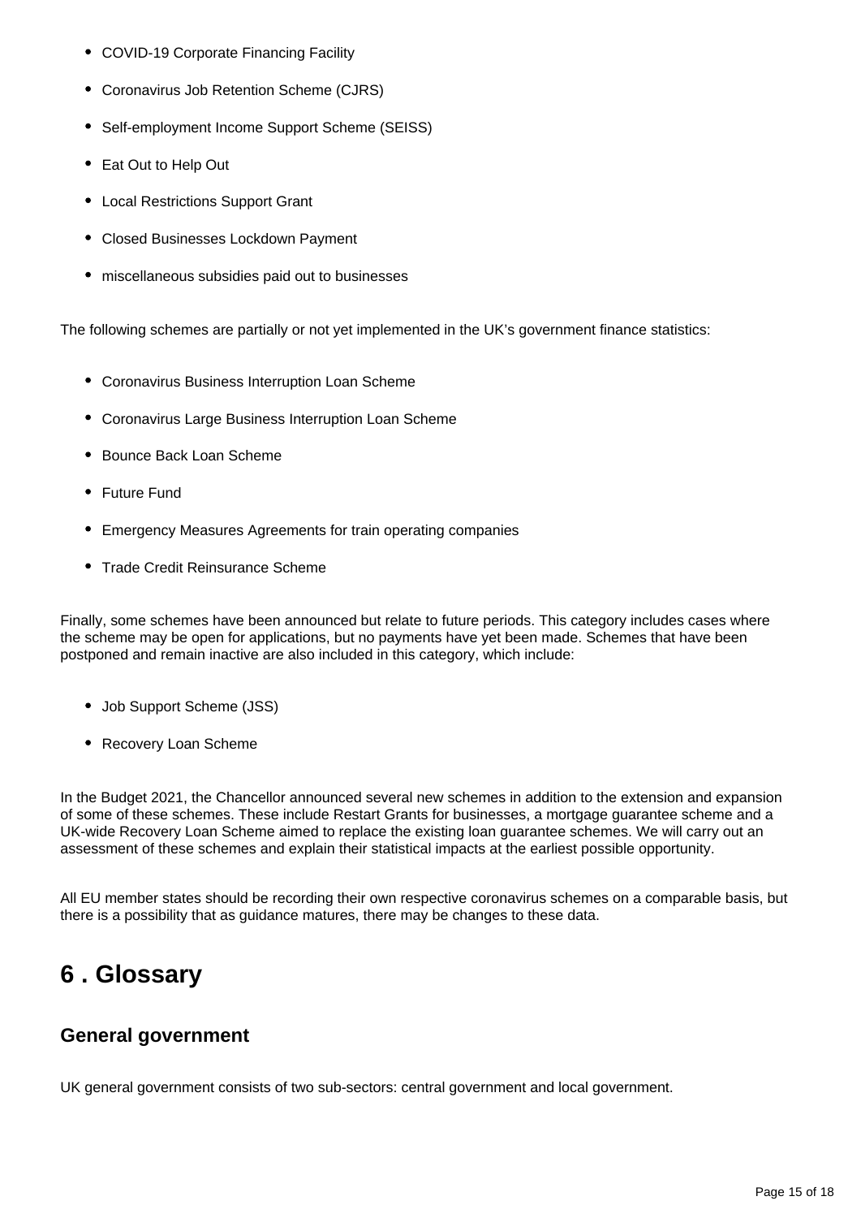- COVID-19 Corporate Financing Facility
- Coronavirus Job Retention Scheme (CJRS)
- Self-employment Income Support Scheme (SEISS)
- Eat Out to Help Out
- Local Restrictions Support Grant
- Closed Businesses Lockdown Payment
- miscellaneous subsidies paid out to businesses

The following schemes are partially or not yet implemented in the UK's government finance statistics:

- Coronavirus Business Interruption Loan Scheme
- Coronavirus Large Business Interruption Loan Scheme
- Bounce Back Loan Scheme
- Future Fund
- Emergency Measures Agreements for train operating companies
- Trade Credit Reinsurance Scheme

Finally, some schemes have been announced but relate to future periods. This category includes cases where the scheme may be open for applications, but no payments have yet been made. Schemes that have been postponed and remain inactive are also included in this category, which include:

- Job Support Scheme (JSS)
- Recovery Loan Scheme

In the Budget 2021, the Chancellor announced several new schemes in addition to the extension and expansion of some of these schemes. These include Restart Grants for businesses, a mortgage guarantee scheme and a UK-wide Recovery Loan Scheme aimed to replace the existing loan guarantee schemes. We will carry out an assessment of these schemes and explain their statistical impacts at the earliest possible opportunity.

All EU member states should be recording their own respective coronavirus schemes on a comparable basis, but there is a possibility that as guidance matures, there may be changes to these data.

# 6 . Glossary

## General government

UK general government consists of two sub-sectors: central government and local government.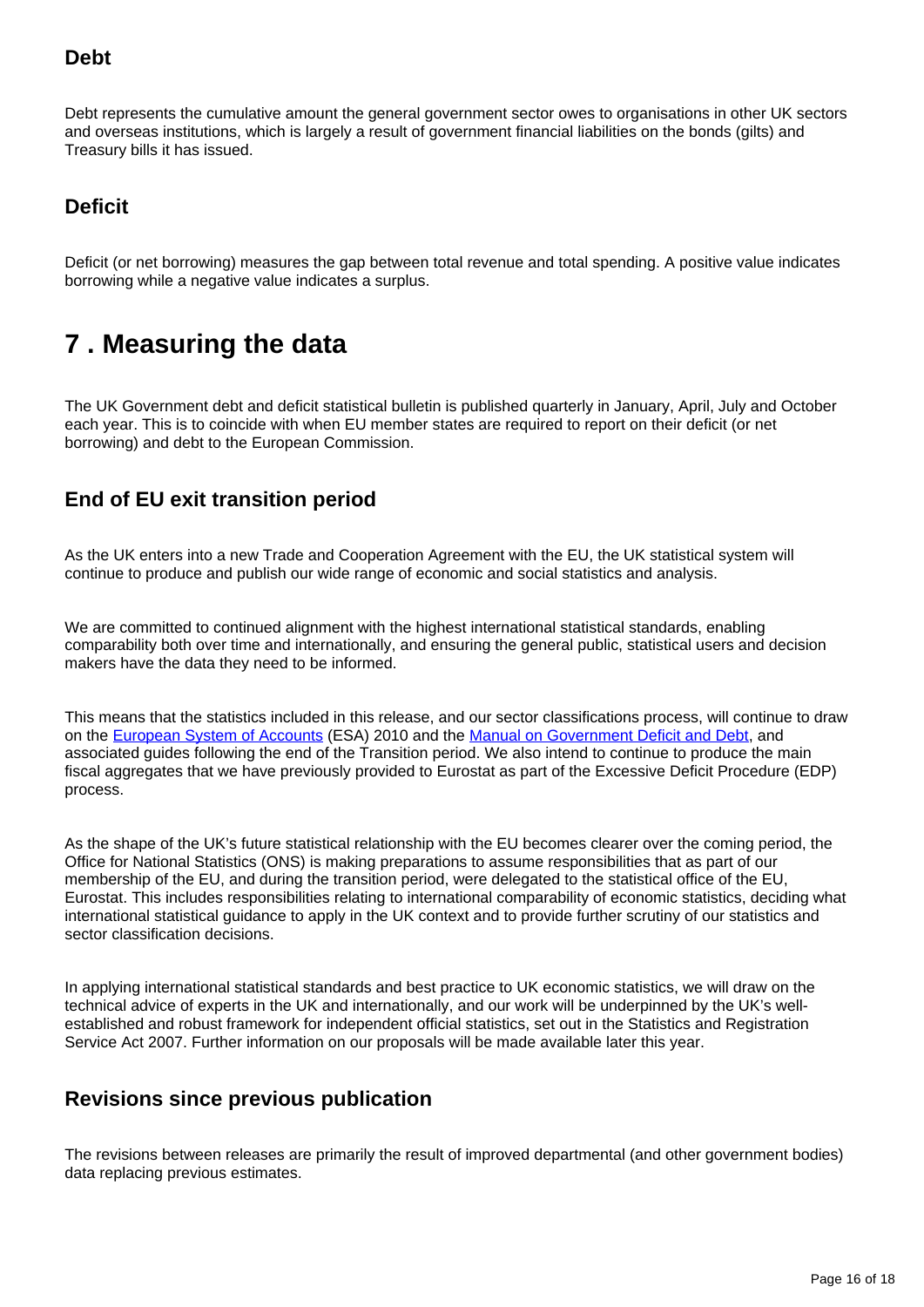### Debt

Debt represents the cumulative amount the general government sector owes to organisations in other UK sectors and overseas institutions, which is largely a result of government financial liabilities on the bonds (gilts) and Treasury bills it has issued.

### Deficit

Deficit (or net borrowing) measures the gap between total revenue and total spending. A positive value indicates borrowing while a negative value indicates a surplus.

## 7 . Measuring the data

The UK Government debt and deficit statistical bulletin is published quarterly in January, April, July and October each year. This is to coincide with when EU member states are required to report on their deficit (or net borrowing) and debt to the European Commission.

### End of EU exit transition period

As the UK enters into a new Trade and Cooperation Agreement with the EU, the UK statistical system will continue to produce and publish our wide range of economic and social statistics and analysis.

We are committed to continued alignment with the highest international statistical standards, enabling comparability both over time and internationally, and ensuring the general public, statistical users and decision makers have the data they need to be informed.

This means that the statistics included in this release, and our sector classifications process, will continue to draw on the European System of Accounts (ESA) 2010 and the Manual on Government Deficit and Debt, and associated guides following the end of the Transition period. We also intend to continue to produce the main fiscal aggregates that we have previously provided to Eurostat as part of the Excessive Deficit Procedure (EDP) process.

As the shape of the UK's future statistical relationship with the EU becomes clearer over the coming period, the Office for National Statistics (ONS) is making preparations to assume responsibilities that as part of our membership of the EU, and during the transition period, were delegated to the statistical office of the EU, Eurostat. This includes responsibilities relating to international comparability of economic statistics, deciding what international statistical guidance to apply in the UK context and to provide further scrutiny of our statistics and sector classification decisions.

In applying international statistical standards and best practice to UK economic statistics, we will draw on the technical advice of experts in the UK and internationally, and our work will be underpinned by the UK's well-established and robust framework for independent official statistics, set out in the Statistics and Registration Service Act 2007. Further information on our proposals will be made available later this year.

### Revisions since previous publication

The revisions between releases are primarily the result of improved departmental (and other government bodies) data replacing previous estimates.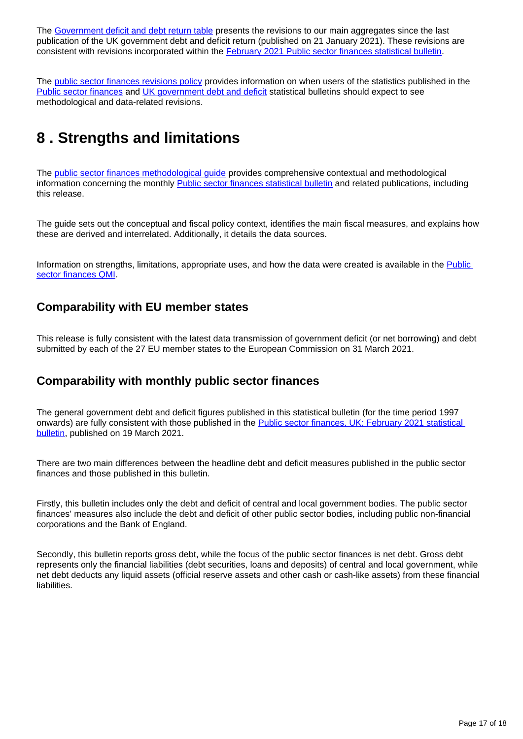The Government deficit and debt return table presents the revisions to our main aggregates since the last publication of the UK government debt and deficit return (published on 21 January 2021). These revisions are consistent with revisions incorporated within the February 2021 Public sector finances statistical bulletin.

The public sector finances revisions policy provides information on when users of the statistics published in the Public sector finances and UK government debt and deficit statistical bulletins should expect to see methodological and data-related revisions.

# 8 . Strengths and limitations

The public sector finances methodological guide provides comprehensive contextual and methodological information concerning the monthly Public sector finances statistical bulletin and related publications, including this release.

The guide sets out the conceptual and fiscal policy context, identifies the main fiscal measures, and explains how these are derived and interrelated. Additionally, it details the data sources.

Information on strengths, limitations, appropriate uses, and how the data were created is available in the Public sector finances QMI.

## Comparability with EU member states

This release is fully consistent with the latest data transmission of government deficit (or net borrowing) and debt submitted by each of the 27 EU member states to the European Commission on 31 March 2021.

## Comparability with monthly public sector finances

The general government debt and deficit figures published in this statistical bulletin (for the time period 1997 onwards) are fully consistent with those published in the Public sector finances, UK: February 2021 statistical bulletin, published on 19 March 2021.

There are two main differences between the headline debt and deficit measures published in the public sector finances and those published in this bulletin.

Firstly, this bulletin includes only the debt and deficit of central and local government bodies. The public sector finances' measures also include the debt and deficit of other public sector bodies, including public non-financial corporations and the Bank of England.

Secondly, this bulletin reports gross debt, while the focus of the public sector finances is net debt. Gross debt represents only the financial liabilities (debt securities, loans and deposits) of central and local government, while net debt deducts any liquid assets (official reserve assets and other cash or cash-like assets) from these financial liabilities.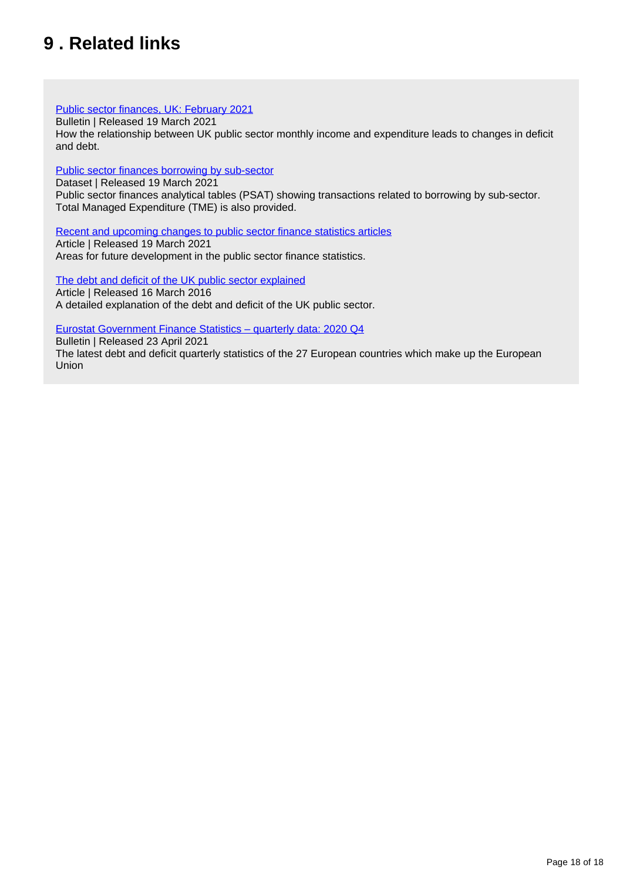# 9 . Related links

[Public sector finances, UK: February 2021]
Bulletin | Released 19 March 2021
How the relationship between UK public sector monthly income and expenditure leads to changes in deficit and debt.

[Public sector finances borrowing by sub-sector]
Dataset | Released 19 March 2021
Public sector finances analytical tables (PSAT) showing transactions related to borrowing by sub-sector. Total Managed Expenditure (TME) is also provided.

[Recent and upcoming changes to public sector finance statistics articles]
Article | Released 19 March 2021
Areas for future development in the public sector finance statistics.

[The debt and deficit of the UK public sector explained]
Article | Released 16 March 2016
A detailed explanation of the debt and deficit of the UK public sector.

[Eurostat Government Finance Statistics – quarterly data: 2020 Q4]
Bulletin | Released 23 April 2021
The latest debt and deficit quarterly statistics of the 27 European countries which make up the European Union